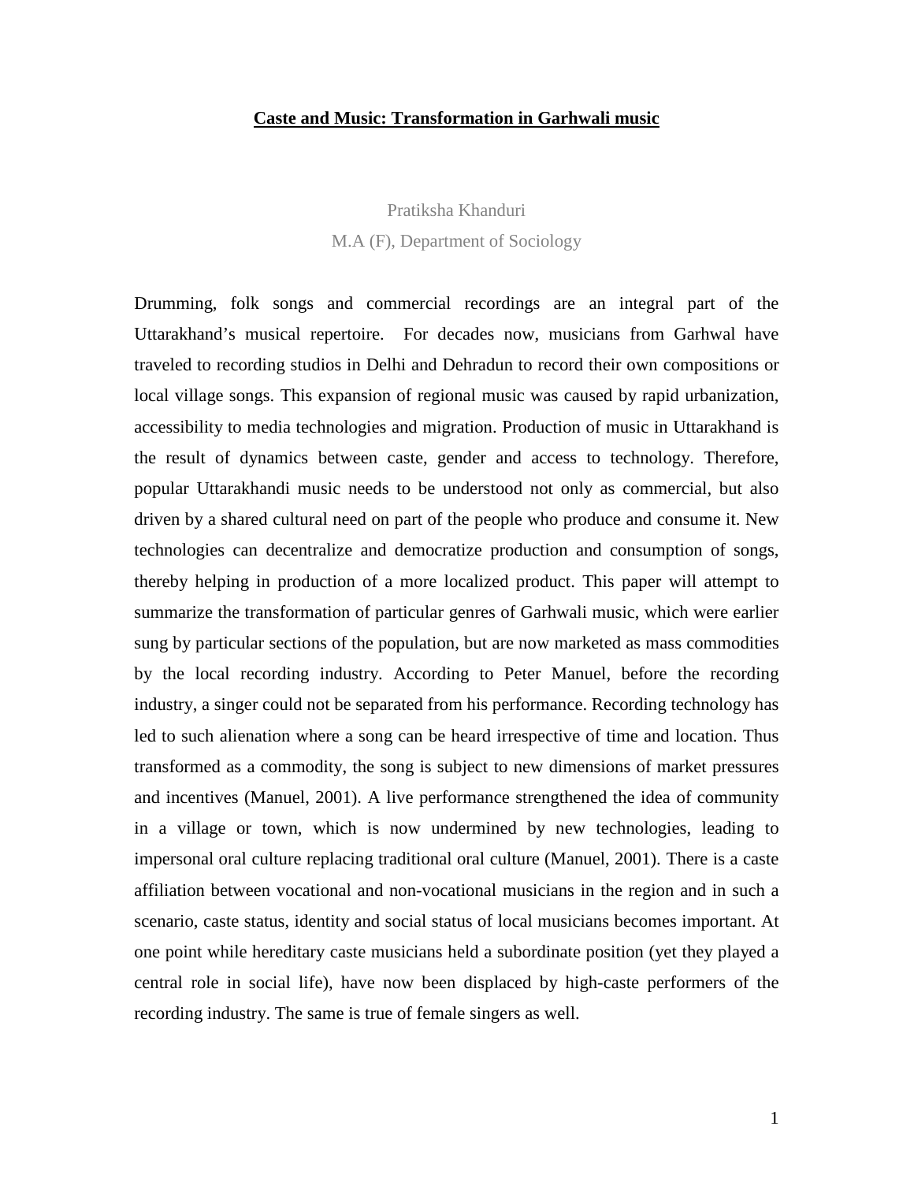# Caste and Music: Transformation in Garhwali music

Pratiksha Khanduri

M.A (F), Department of Sociology

Drumming, folk songs and commercial recordings are an integral part of the Uttarakhand's musical repertoire. For decades now, musicians from Garhwal have traveled to recording studios in Delhi and Dehradun to record their own compositions or local village songs. This expansion of regional music was caused by rapid urbanization, accessibility to media technologies and migration. Production of music in Uttarakhand is the result of dynamics between caste, gender and access to technology. Therefore, popular Uttarakhandi music needs to be understood not only as commercial, but also driven by a shared cultural need on part of the people who produce and consume it. New technologies can decentralize and democratize production and consumption of songs, thereby helping in production of a more localized product. This paper will attempt to summarize the transformation of particular genres of Garhwali music, which were earlier sung by particular sections of the population, but are now marketed as mass commodities by the local recording industry. According to Peter Manuel, before the recording industry, a singer could not be separated from his performance. Recording technology has led to such alienation where a song can be heard irrespective of time and location. Thus transformed as a commodity, the song is subject to new dimensions of market pressures and incentives (Manuel, 2001). A live performance strengthened the idea of community in a village or town, which is now undermined by new technologies, leading to impersonal oral culture replacing traditional oral culture (Manuel, 2001). There is a caste affiliation between vocational and non-vocational musicians in the region and in such a scenario, caste status, identity and social status of local musicians becomes important. At one point while hereditary caste musicians held a subordinate position (yet they played a central role in social life), have now been displaced by high-caste performers of the recording industry. The same is true of female singers as well.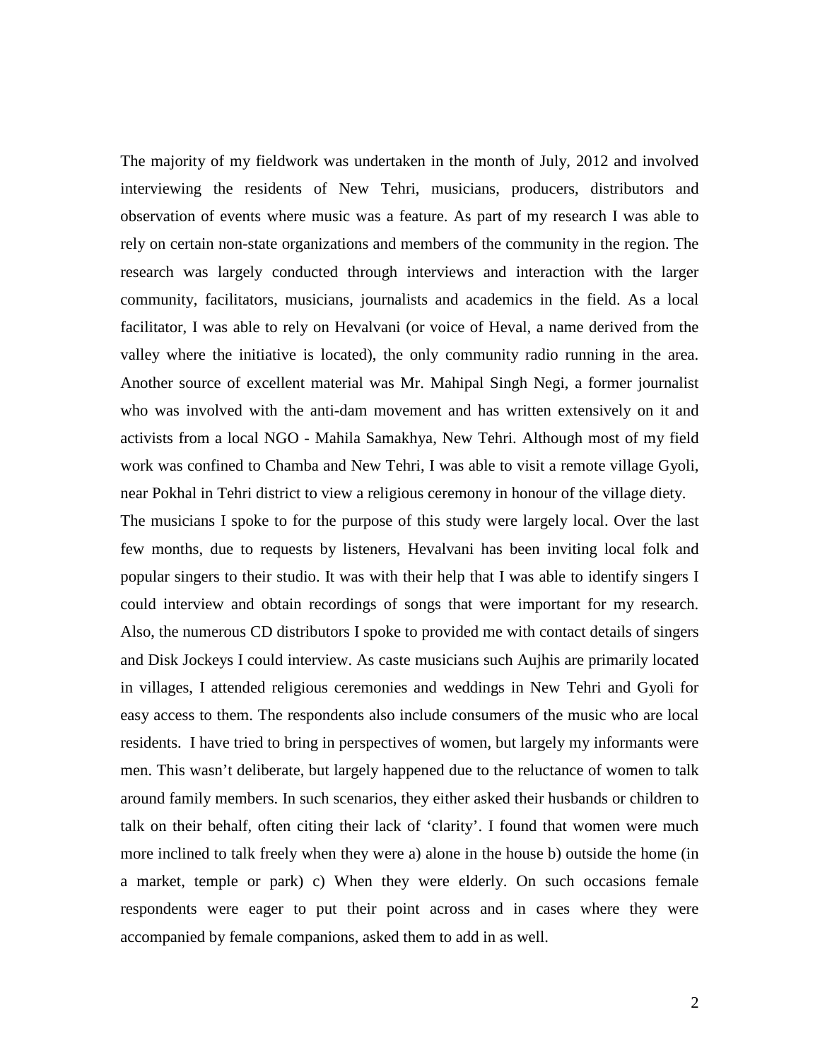The majority of my fieldwork was undertaken in the month of July, 2012 and involved interviewing the residents of New Tehri, musicians, producers, distributors and observation of events where music was a feature. As part of my research I was able to rely on certain non-state organizations and members of the community in the region. The research was largely conducted through interviews and interaction with the larger community, facilitators, musicians, journalists and academics in the field. As a local facilitator, I was able to rely on Hevalvani (or voice of Heval, a name derived from the valley where the initiative is located), the only community radio running in the area. Another source of excellent material was Mr. Mahipal Singh Negi, a former journalist who was involved with the anti-dam movement and has written extensively on it and activists from a local NGO - Mahila Samakhya, New Tehri. Although most of my field work was confined to Chamba and New Tehri, I was able to visit a remote village Gyoli, near Pokhal in Tehri district to view a religious ceremony in honour of the village diety.

The musicians I spoke to for the purpose of this study were largely local. Over the last few months, due to requests by listeners, Hevalvani has been inviting local folk and popular singers to their studio. It was with their help that I was able to identify singers I could interview and obtain recordings of songs that were important for my research. Also, the numerous CD distributors I spoke to provided me with contact details of singers and Disk Jockeys I could interview. As caste musicians such Aujhis are primarily located in villages, I attended religious ceremonies and weddings in New Tehri and Gyoli for easy access to them. The respondents also include consumers of the music who are local residents. I have tried to bring in perspectives of women, but largely my informants were men. This wasn't deliberate, but largely happened due to the reluctance of women to talk around family members. In such scenarios, they either asked their husbands or children to talk on their behalf, often citing their lack of 'clarity'. I found that women were much more inclined to talk freely when they were a) alone in the house b) outside the home (in a market, temple or park) c) When they were elderly. On such occasions female respondents were eager to put their point across and in cases where they were accompanied by female companions, asked them to add in as well.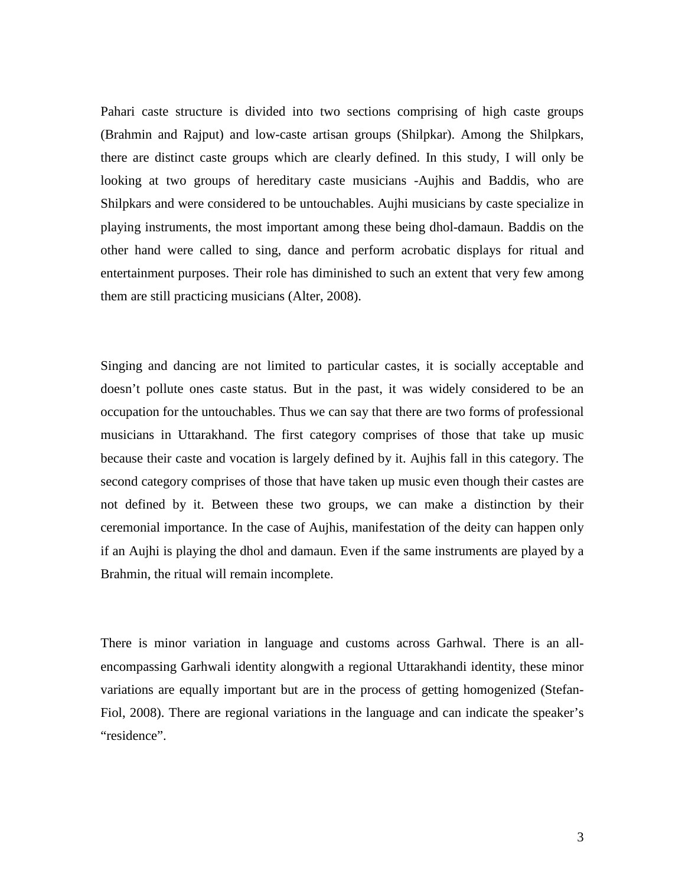Pahari caste structure is divided into two sections comprising of high caste groups (Brahmin and Rajput) and low-caste artisan groups (Shilpkar). Among the Shilpkars, there are distinct caste groups which are clearly defined. In this study, I will only be looking at two groups of hereditary caste musicians -Aujhis and Baddis, who are Shilpkars and were considered to be untouchables. Aujhi musicians by caste specialize in playing instruments, the most important among these being dhol-damaun. Baddis on the other hand were called to sing, dance and perform acrobatic displays for ritual and entertainment purposes. Their role has diminished to such an extent that very few among them are still practicing musicians (Alter, 2008).

Singing and dancing are not limited to particular castes, it is socially acceptable and doesn't pollute ones caste status. But in the past, it was widely considered to be an occupation for the untouchables. Thus we can say that there are two forms of professional musicians in Uttarakhand. The first category comprises of those that take up music because their caste and vocation is largely defined by it. Aujhis fall in this category. The second category comprises of those that have taken up music even though their castes are not defined by it. Between these two groups, we can make a distinction by their ceremonial importance. In the case of Aujhis, manifestation of the deity can happen only if an Aujhi is playing the dhol and damaun. Even if the same instruments are played by a Brahmin, the ritual will remain incomplete.

There is minor variation in language and customs across Garhwal. There is an all-encompassing Garhwali identity alongwith a regional Uttarakhandi identity, these minor variations are equally important but are in the process of getting homogenized (Stefan-Fiol, 2008). There are regional variations in the language and can indicate the speaker's "residence".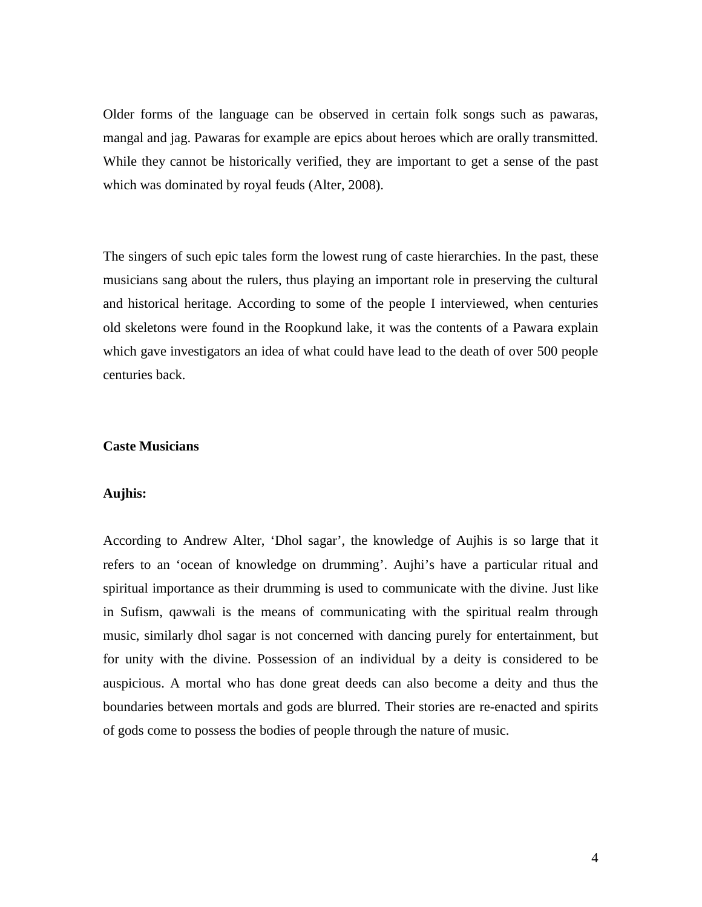Older forms of the language can be observed in certain folk songs such as pawaras, mangal and jag. Pawaras for example are epics about heroes which are orally transmitted. While they cannot be historically verified, they are important to get a sense of the past which was dominated by royal feuds (Alter, 2008).

The singers of such epic tales form the lowest rung of caste hierarchies. In the past, these musicians sang about the rulers, thus playing an important role in preserving the cultural and historical heritage. According to some of the people I interviewed, when centuries old skeletons were found in the Roopkund lake, it was the contents of a Pawara explain which gave investigators an idea of what could have lead to the death of over 500 people centuries back.

**Caste Musicians**

**Aujhis:**

According to Andrew Alter, 'Dhol sagar', the knowledge of Aujhis is so large that it refers to an 'ocean of knowledge on drumming'. Aujhi's have a particular ritual and spiritual importance as their drumming is used to communicate with the divine. Just like in Sufism, qawwali is the means of communicating with the spiritual realm through music, similarly dhol sagar is not concerned with dancing purely for entertainment, but for unity with the divine. Possession of an individual by a deity is considered to be auspicious. A mortal who has done great deeds can also become a deity and thus the boundaries between mortals and gods are blurred. Their stories are re-enacted and spirits of gods come to possess the bodies of people through the nature of music.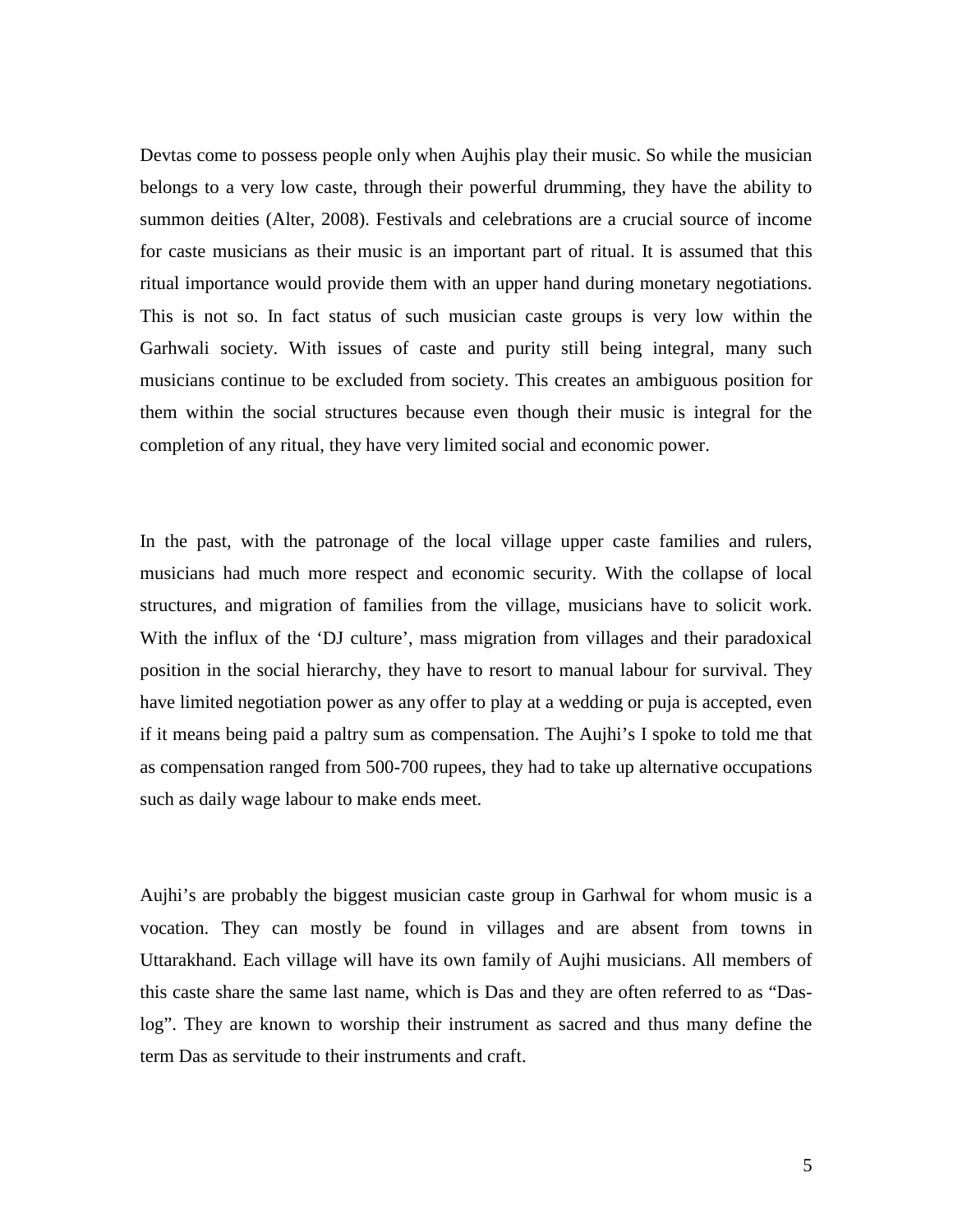Devtas come to possess people only when Aujhis play their music. So while the musician belongs to a very low caste, through their powerful drumming, they have the ability to summon deities (Alter, 2008). Festivals and celebrations are a crucial source of income for caste musicians as their music is an important part of ritual. It is assumed that this ritual importance would provide them with an upper hand during monetary negotiations. This is not so. In fact status of such musician caste groups is very low within the Garhwali society. With issues of caste and purity still being integral, many such musicians continue to be excluded from society. This creates an ambiguous position for them within the social structures because even though their music is integral for the completion of any ritual, they have very limited social and economic power.

In the past, with the patronage of the local village upper caste families and rulers, musicians had much more respect and economic security. With the collapse of local structures, and migration of families from the village, musicians have to solicit work. With the influx of the 'DJ culture', mass migration from villages and their paradoxical position in the social hierarchy, they have to resort to manual labour for survival. They have limited negotiation power as any offer to play at a wedding or puja is accepted, even if it means being paid a paltry sum as compensation. The Aujhi's I spoke to told me that as compensation ranged from 500-700 rupees, they had to take up alternative occupations such as daily wage labour to make ends meet.

Aujhi's are probably the biggest musician caste group in Garhwal for whom music is a vocation. They can mostly be found in villages and are absent from towns in Uttarakhand. Each village will have its own family of Aujhi musicians. All members of this caste share the same last name, which is Das and they are often referred to as "Das-log". They are known to worship their instrument as sacred and thus many define the term Das as servitude to their instruments and craft.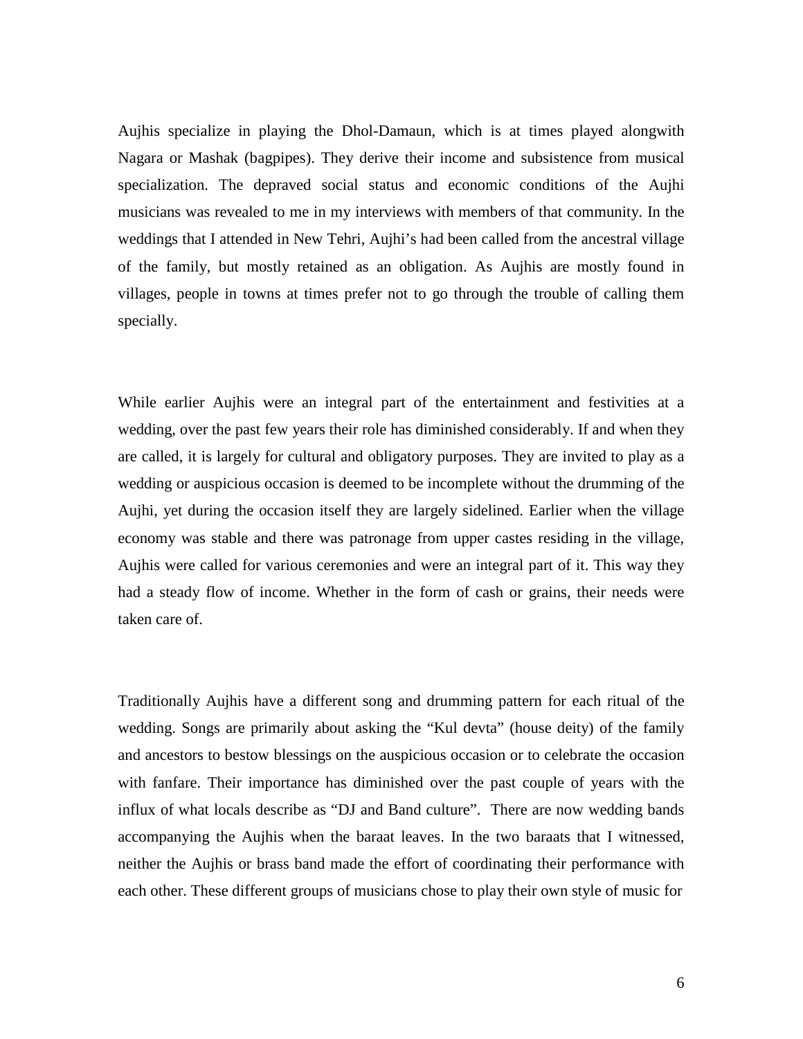Aujhis specialize in playing the Dhol-Damaun, which is at times played alongwith Nagara or Mashak (bagpipes). They derive their income and subsistence from musical specialization. The depraved social status and economic conditions of the Aujhi musicians was revealed to me in my interviews with members of that community. In the weddings that I attended in New Tehri, Aujhi's had been called from the ancestral village of the family, but mostly retained as an obligation. As Aujhis are mostly found in villages, people in towns at times prefer not to go through the trouble of calling them specially.

While earlier Aujhis were an integral part of the entertainment and festivities at a wedding, over the past few years their role has diminished considerably. If and when they are called, it is largely for cultural and obligatory purposes. They are invited to play as a wedding or auspicious occasion is deemed to be incomplete without the drumming of the Aujhi, yet during the occasion itself they are largely sidelined. Earlier when the village economy was stable and there was patronage from upper castes residing in the village, Aujhis were called for various ceremonies and were an integral part of it. This way they had a steady flow of income. Whether in the form of cash or grains, their needs were taken care of.

Traditionally Aujhis have a different song and drumming pattern for each ritual of the wedding. Songs are primarily about asking the "Kul devta" (house deity) of the family and ancestors to bestow blessings on the auspicious occasion or to celebrate the occasion with fanfare. Their importance has diminished over the past couple of years with the influx of what locals describe as "DJ and Band culture". There are now wedding bands accompanying the Aujhis when the baraat leaves. In the two baraats that I witnessed, neither the Aujhis or brass band made the effort of coordinating their performance with each other. These different groups of musicians chose to play their own style of music for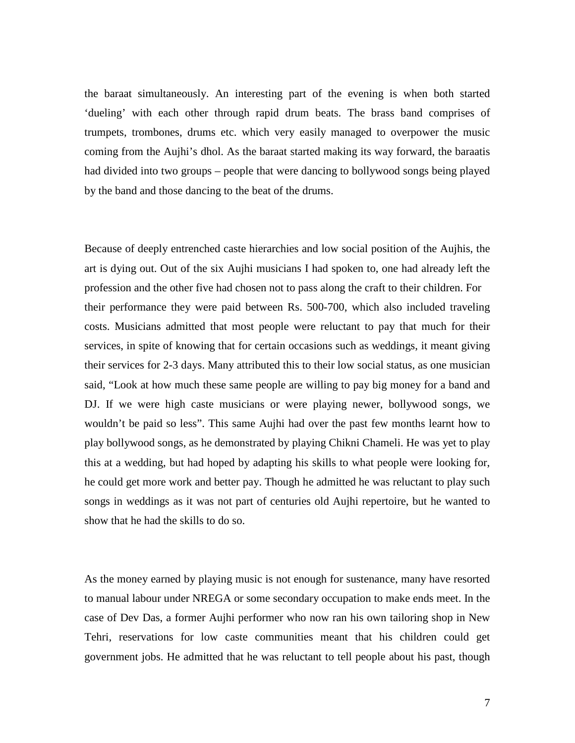the baraat simultaneously. An interesting part of the evening is when both started 'dueling' with each other through rapid drum beats. The brass band comprises of trumpets, trombones, drums etc. which very easily managed to overpower the music coming from the Aujhi's dhol. As the baraat started making its way forward, the baraatis had divided into two groups – people that were dancing to bollywood songs being played by the band and those dancing to the beat of the drums.

Because of deeply entrenched caste hierarchies and low social position of the Aujhis, the art is dying out. Out of the six Aujhi musicians I had spoken to, one had already left the profession and the other five had chosen not to pass along the craft to their children. For their performance they were paid between Rs. 500-700, which also included traveling costs. Musicians admitted that most people were reluctant to pay that much for their services, in spite of knowing that for certain occasions such as weddings, it meant giving their services for 2-3 days. Many attributed this to their low social status, as one musician said, "Look at how much these same people are willing to pay big money for a band and DJ. If we were high caste musicians or were playing newer, bollywood songs, we wouldn't be paid so less". This same Aujhi had over the past few months learnt how to play bollywood songs, as he demonstrated by playing Chikni Chameli. He was yet to play this at a wedding, but had hoped by adapting his skills to what people were looking for, he could get more work and better pay. Though he admitted he was reluctant to play such songs in weddings as it was not part of centuries old Aujhi repertoire, but he wanted to show that he had the skills to do so.

As the money earned by playing music is not enough for sustenance, many have resorted to manual labour under NREGA or some secondary occupation to make ends meet. In the case of Dev Das, a former Aujhi performer who now ran his own tailoring shop in New Tehri, reservations for low caste communities meant that his children could get government jobs. He admitted that he was reluctant to tell people about his past, though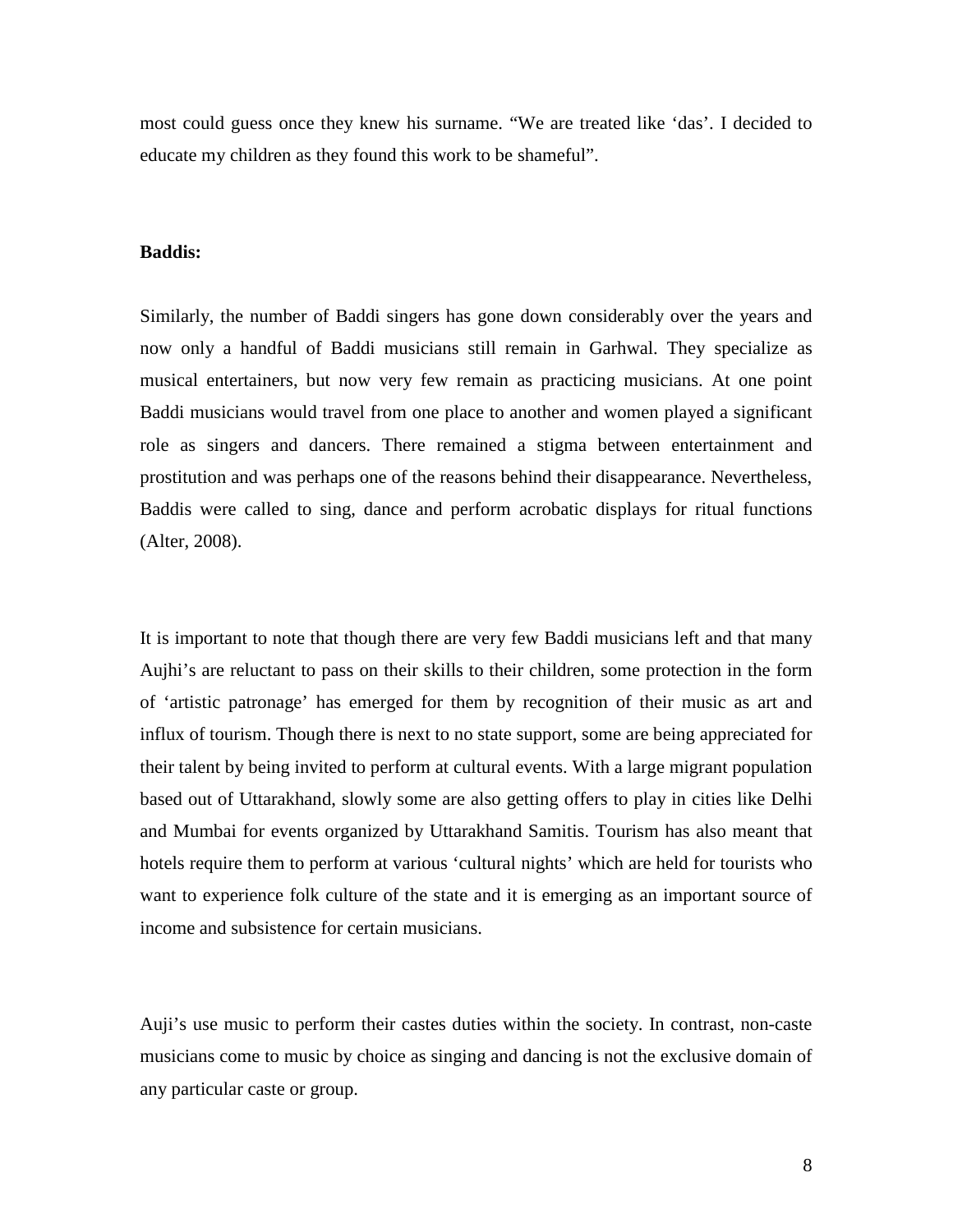most could guess once they knew his surname. “We are treated like ‘das’. I decided to educate my children as they found this work to be shameful”.

**Baddis:**

Similarly, the number of Baddi singers has gone down considerably over the years and now only a handful of Baddi musicians still remain in Garhwal. They specialize as musical entertainers, but now very few remain as practicing musicians. At one point Baddi musicians would travel from one place to another and women played a significant role as singers and dancers. There remained a stigma between entertainment and prostitution and was perhaps one of the reasons behind their disappearance. Nevertheless, Baddis were called to sing, dance and perform acrobatic displays for ritual functions (Alter, 2008).

It is important to note that though there are very few Baddi musicians left and that many Aujhi’s are reluctant to pass on their skills to their children, some protection in the form of ‘artistic patronage’ has emerged for them by recognition of their music as art and influx of tourism. Though there is next to no state support, some are being appreciated for their talent by being invited to perform at cultural events. With a large migrant population based out of Uttarakhand, slowly some are also getting offers to play in cities like Delhi and Mumbai for events organized by Uttarakhand Samitis. Tourism has also meant that hotels require them to perform at various ‘cultural nights’ which are held for tourists who want to experience folk culture of the state and it is emerging as an important source of income and subsistence for certain musicians.

Auji’s use music to perform their castes duties within the society. In contrast, non-caste musicians come to music by choice as singing and dancing is not the exclusive domain of any particular caste or group.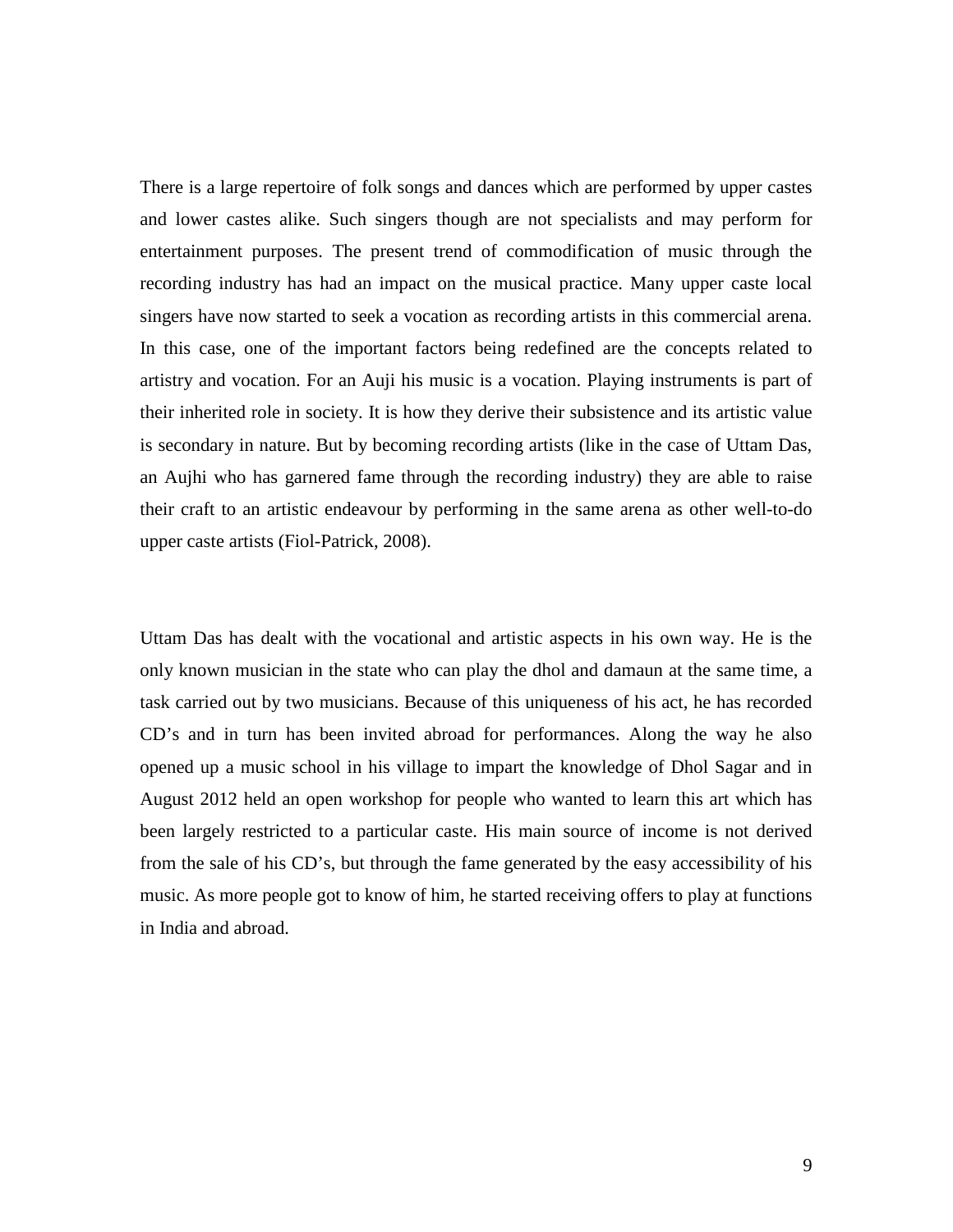There is a large repertoire of folk songs and dances which are performed by upper castes and lower castes alike. Such singers though are not specialists and may perform for entertainment purposes. The present trend of commodification of music through the recording industry has had an impact on the musical practice. Many upper caste local singers have now started to seek a vocation as recording artists in this commercial arena. In this case, one of the important factors being redefined are the concepts related to artistry and vocation. For an Auji his music is a vocation. Playing instruments is part of their inherited role in society. It is how they derive their subsistence and its artistic value is secondary in nature. But by becoming recording artists (like in the case of Uttam Das, an Aujhi who has garnered fame through the recording industry) they are able to raise their craft to an artistic endeavour by performing in the same arena as other well-to-do upper caste artists (Fiol-Patrick, 2008).

Uttam Das has dealt with the vocational and artistic aspects in his own way. He is the only known musician in the state who can play the dhol and damaun at the same time, a task carried out by two musicians. Because of this uniqueness of his act, he has recorded CD's and in turn has been invited abroad for performances. Along the way he also opened up a music school in his village to impart the knowledge of Dhol Sagar and in August 2012 held an open workshop for people who wanted to learn this art which has been largely restricted to a particular caste. His main source of income is not derived from the sale of his CD's, but through the fame generated by the easy accessibility of his music. As more people got to know of him, he started receiving offers to play at functions in India and abroad.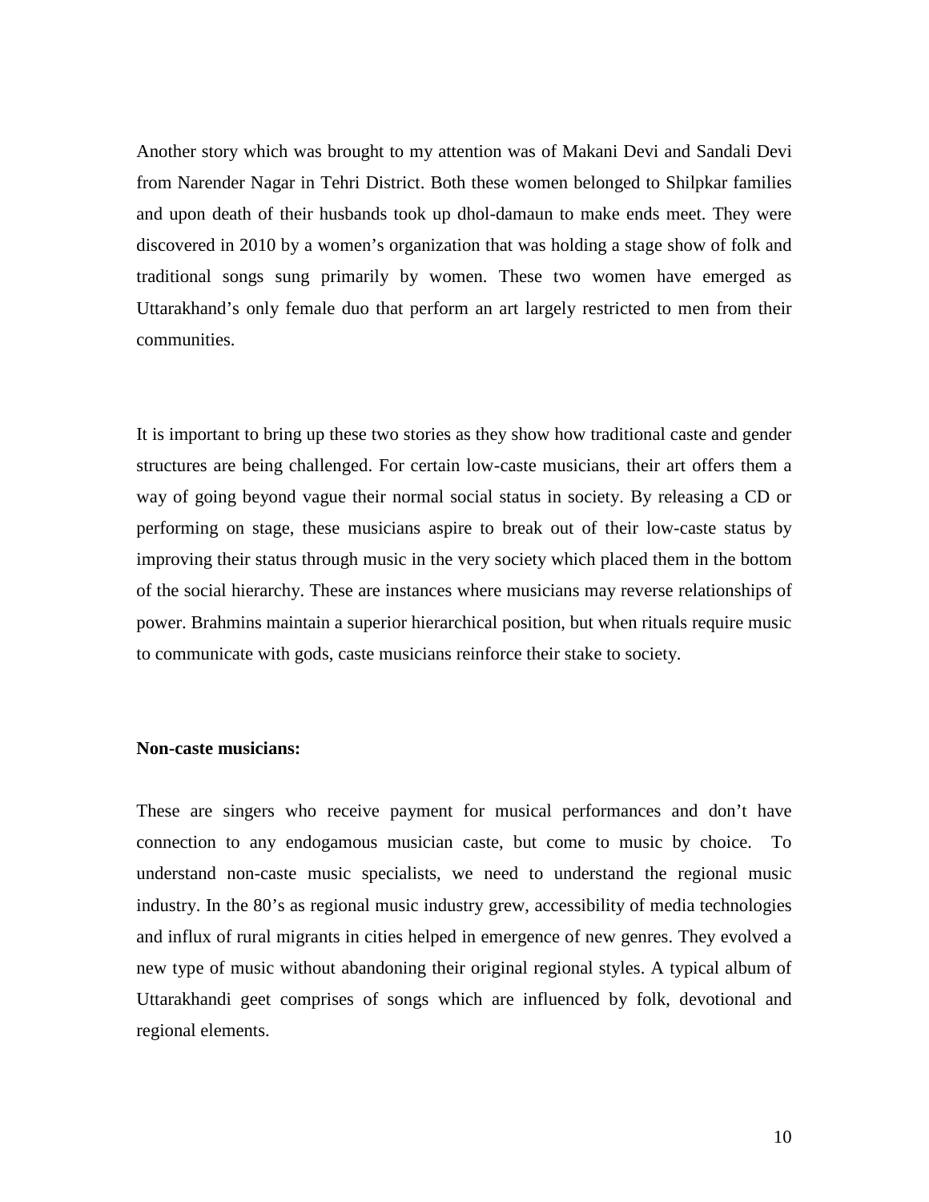Another story which was brought to my attention was of Makani Devi and Sandali Devi from Narender Nagar in Tehri District. Both these women belonged to Shilpkar families and upon death of their husbands took up dhol-damaun to make ends meet. They were discovered in 2010 by a women's organization that was holding a stage show of folk and traditional songs sung primarily by women. These two women have emerged as Uttarakhand's only female duo that perform an art largely restricted to men from their communities.

It is important to bring up these two stories as they show how traditional caste and gender structures are being challenged. For certain low-caste musicians, their art offers them a way of going beyond vague their normal social status in society. By releasing a CD or performing on stage, these musicians aspire to break out of their low-caste status by improving their status through music in the very society which placed them in the bottom of the social hierarchy. These are instances where musicians may reverse relationships of power. Brahmins maintain a superior hierarchical position, but when rituals require music to communicate with gods, caste musicians reinforce their stake to society.

**Non-caste musicians:**

These are singers who receive payment for musical performances and don't have connection to any endogamous musician caste, but come to music by choice. To understand non-caste music specialists, we need to understand the regional music industry. In the 80's as regional music industry grew, accessibility of media technologies and influx of rural migrants in cities helped in emergence of new genres. They evolved a new type of music without abandoning their original regional styles. A typical album of Uttarakhandi geet comprises of songs which are influenced by folk, devotional and regional elements.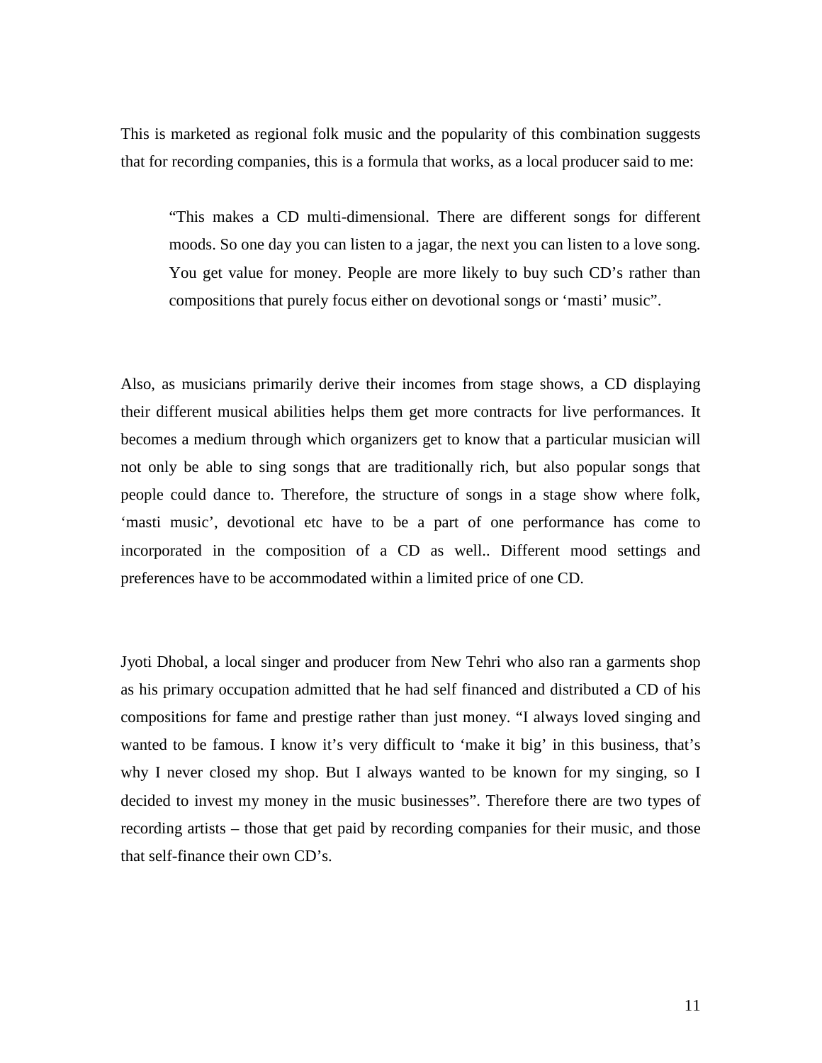This is marketed as regional folk music and the popularity of this combination suggests that for recording companies, this is a formula that works, as a local producer said to me:

> "This makes a CD multi-dimensional. There are different songs for different moods. So one day you can listen to a jagar, the next you can listen to a love song. You get value for money. People are more likely to buy such CD's rather than compositions that purely focus either on devotional songs or 'masti' music".

Also, as musicians primarily derive their incomes from stage shows, a CD displaying their different musical abilities helps them get more contracts for live performances. It becomes a medium through which organizers get to know that a particular musician will not only be able to sing songs that are traditionally rich, but also popular songs that people could dance to. Therefore, the structure of songs in a stage show where folk, 'masti music', devotional etc have to be a part of one performance has come to incorporated in the composition of a CD as well.. Different mood settings and preferences have to be accommodated within a limited price of one CD.

Jyoti Dhobal, a local singer and producer from New Tehri who also ran a garments shop as his primary occupation admitted that he had self financed and distributed a CD of his compositions for fame and prestige rather than just money. "I always loved singing and wanted to be famous. I know it's very difficult to 'make it big' in this business, that's why I never closed my shop. But I always wanted to be known for my singing, so I decided to invest my money in the music businesses". Therefore there are two types of recording artists – those that get paid by recording companies for their music, and those that self-finance their own CD's.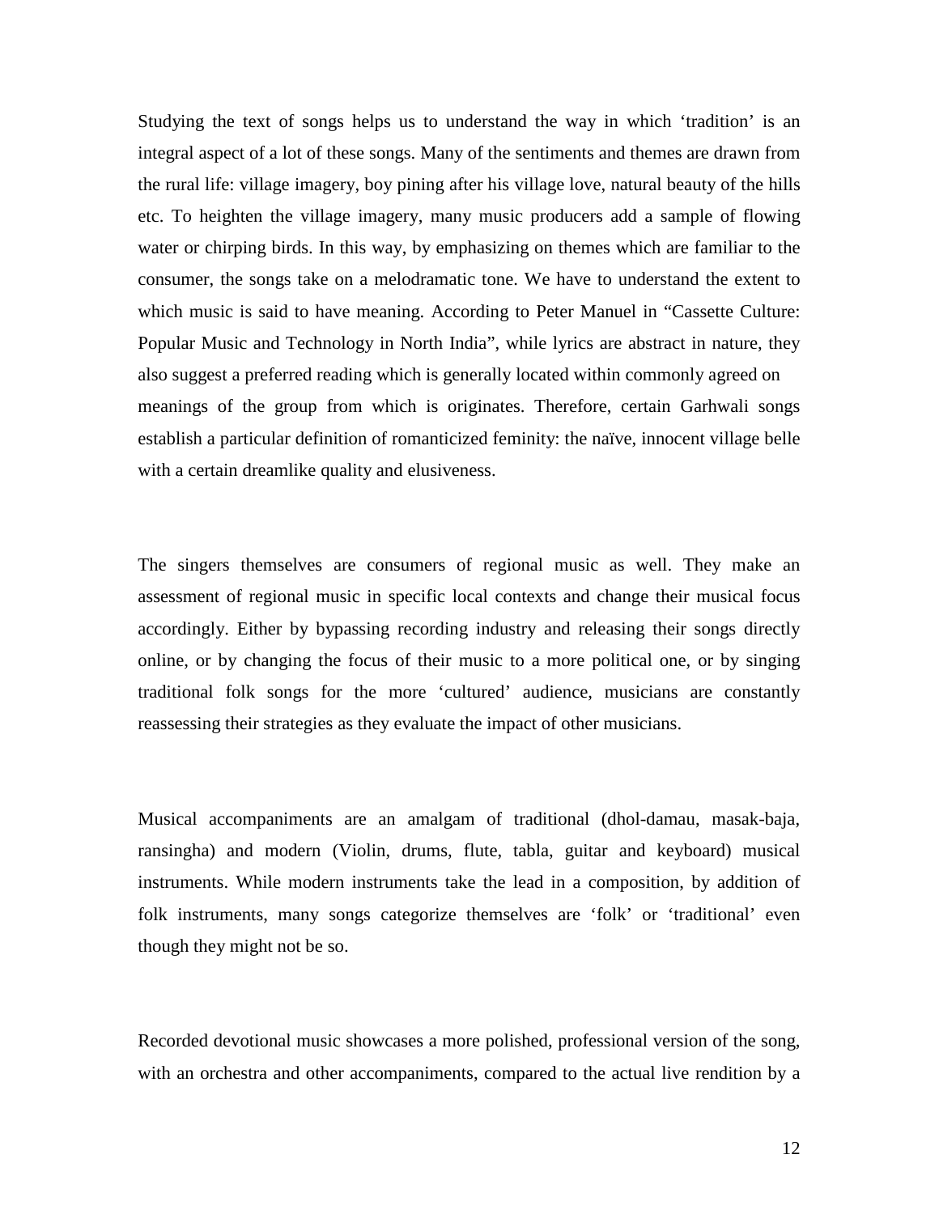Studying the text of songs helps us to understand the way in which ‘tradition’ is an integral aspect of a lot of these songs. Many of the sentiments and themes are drawn from the rural life: village imagery, boy pining after his village love, natural beauty of the hills etc. To heighten the village imagery, many music producers add a sample of flowing water or chirping birds. In this way, by emphasizing on themes which are familiar to the consumer, the songs take on a melodramatic tone. We have to understand the extent to which music is said to have meaning. According to Peter Manuel in “Cassette Culture: Popular Music and Technology in North India”, while lyrics are abstract in nature, they also suggest a preferred reading which is generally located within commonly agreed on meanings of the group from which is originates. Therefore, certain Garhwali songs establish a particular definition of romanticized feminity: the naïve, innocent village belle with a certain dreamlike quality and elusiveness.

The singers themselves are consumers of regional music as well. They make an assessment of regional music in specific local contexts and change their musical focus accordingly. Either by bypassing recording industry and releasing their songs directly online, or by changing the focus of their music to a more political one, or by singing traditional folk songs for the more ‘cultured’ audience, musicians are constantly reassessing their strategies as they evaluate the impact of other musicians.

Musical accompaniments are an amalgam of traditional (dhol-damau, masak-baja, ransingha) and modern (Violin, drums, flute, tabla, guitar and keyboard) musical instruments. While modern instruments take the lead in a composition, by addition of folk instruments, many songs categorize themselves are ‘folk’ or ‘traditional’ even though they might not be so.

Recorded devotional music showcases a more polished, professional version of the song, with an orchestra and other accompaniments, compared to the actual live rendition by a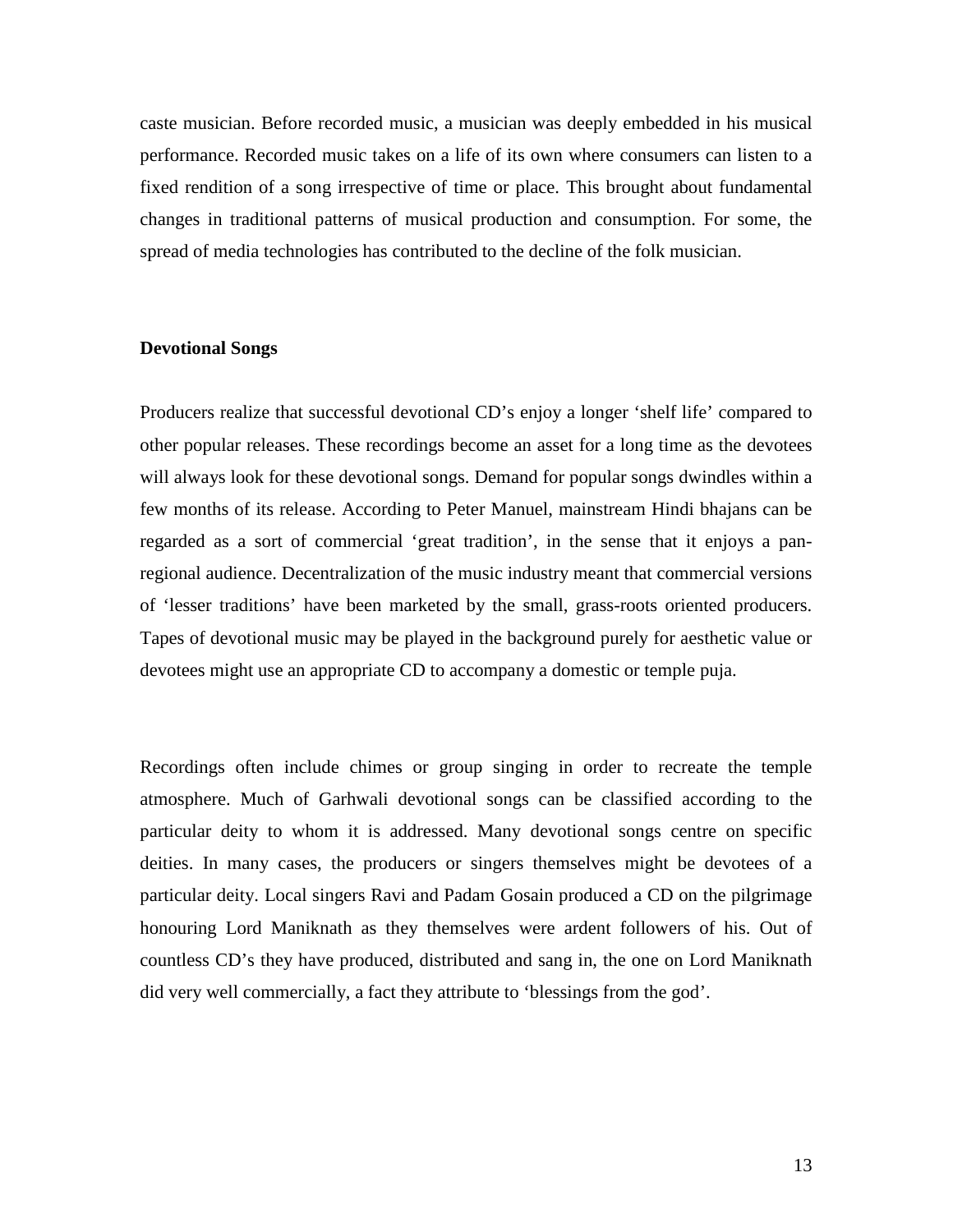caste musician. Before recorded music, a musician was deeply embedded in his musical performance. Recorded music takes on a life of its own where consumers can listen to a fixed rendition of a song irrespective of time or place. This brought about fundamental changes in traditional patterns of musical production and consumption. For some, the spread of media technologies has contributed to the decline of the folk musician.

**Devotional Songs**

Producers realize that successful devotional CD's enjoy a longer 'shelf life' compared to other popular releases. These recordings become an asset for a long time as the devotees will always look for these devotional songs. Demand for popular songs dwindles within a few months of its release. According to Peter Manuel, mainstream Hindi bhajans can be regarded as a sort of commercial 'great tradition', in the sense that it enjoys a pan-regional audience. Decentralization of the music industry meant that commercial versions of 'lesser traditions' have been marketed by the small, grass-roots oriented producers. Tapes of devotional music may be played in the background purely for aesthetic value or devotees might use an appropriate CD to accompany a domestic or temple puja.

Recordings often include chimes or group singing in order to recreate the temple atmosphere. Much of Garhwali devotional songs can be classified according to the particular deity to whom it is addressed. Many devotional songs centre on specific deities. In many cases, the producers or singers themselves might be devotees of a particular deity. Local singers Ravi and Padam Gosain produced a CD on the pilgrimage honouring Lord Maniknath as they themselves were ardent followers of his. Out of countless CD's they have produced, distributed and sang in, the one on Lord Maniknath did very well commercially, a fact they attribute to 'blessings from the god'.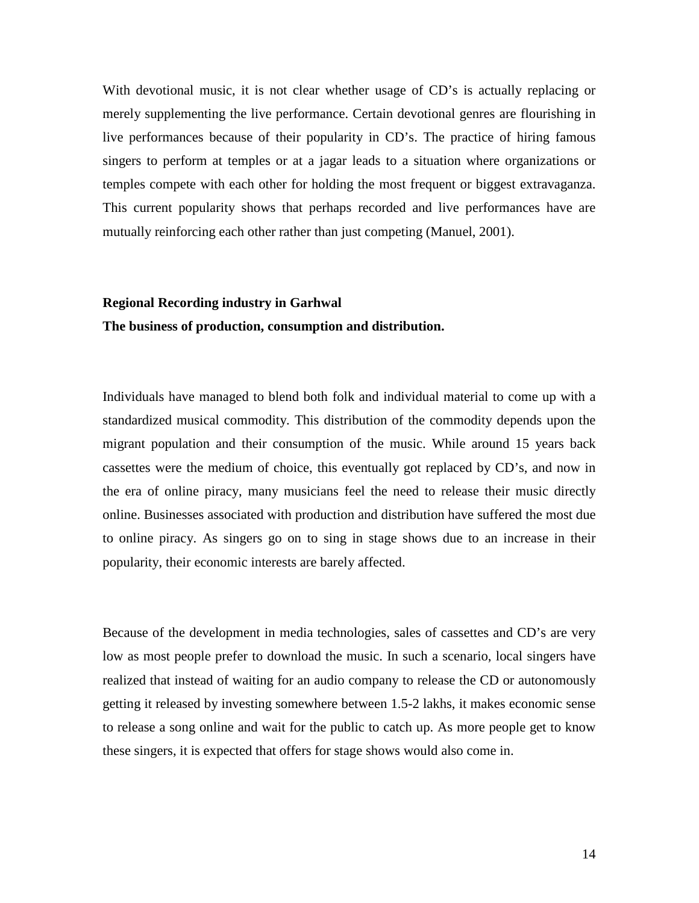With devotional music, it is not clear whether usage of CD's is actually replacing or merely supplementing the live performance. Certain devotional genres are flourishing in live performances because of their popularity in CD's. The practice of hiring famous singers to perform at temples or at a jagar leads to a situation where organizations or temples compete with each other for holding the most frequent or biggest extravaganza. This current popularity shows that perhaps recorded and live performances have are mutually reinforcing each other rather than just competing (Manuel, 2001).

**Regional Recording industry in Garhwal**

**The business of production, consumption and distribution.**

Individuals have managed to blend both folk and individual material to come up with a standardized musical commodity. This distribution of the commodity depends upon the migrant population and their consumption of the music. While around 15 years back cassettes were the medium of choice, this eventually got replaced by CD's, and now in the era of online piracy, many musicians feel the need to release their music directly online. Businesses associated with production and distribution have suffered the most due to online piracy. As singers go on to sing in stage shows due to an increase in their popularity, their economic interests are barely affected.

Because of the development in media technologies, sales of cassettes and CD's are very low as most people prefer to download the music. In such a scenario, local singers have realized that instead of waiting for an audio company to release the CD or autonomously getting it released by investing somewhere between 1.5-2 lakhs, it makes economic sense to release a song online and wait for the public to catch up. As more people get to know these singers, it is expected that offers for stage shows would also come in.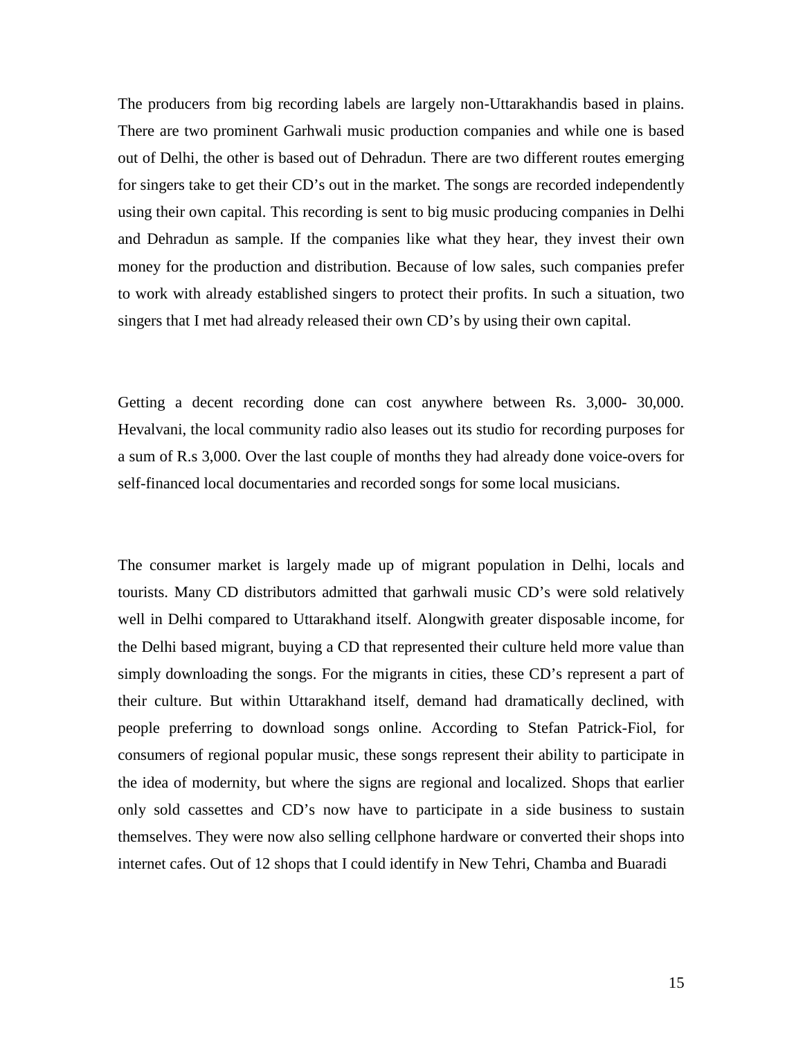The producers from big recording labels are largely non-Uttarakhandis based in plains. There are two prominent Garhwali music production companies and while one is based out of Delhi, the other is based out of Dehradun. There are two different routes emerging for singers take to get their CD's out in the market. The songs are recorded independently using their own capital. This recording is sent to big music producing companies in Delhi and Dehradun as sample. If the companies like what they hear, they invest their own money for the production and distribution. Because of low sales, such companies prefer to work with already established singers to protect their profits. In such a situation, two singers that I met had already released their own CD's by using their own capital.

Getting a decent recording done can cost anywhere between Rs. 3,000- 30,000. Hevalvani, the local community radio also leases out its studio for recording purposes for a sum of R.s 3,000. Over the last couple of months they had already done voice-overs for self-financed local documentaries and recorded songs for some local musicians.

The consumer market is largely made up of migrant population in Delhi, locals and tourists. Many CD distributors admitted that garhwali music CD's were sold relatively well in Delhi compared to Uttarakhand itself. Alongwith greater disposable income, for the Delhi based migrant, buying a CD that represented their culture held more value than simply downloading the songs. For the migrants in cities, these CD's represent a part of their culture. But within Uttarakhand itself, demand had dramatically declined, with people preferring to download songs online. According to Stefan Patrick-Fiol, for consumers of regional popular music, these songs represent their ability to participate in the idea of modernity, but where the signs are regional and localized. Shops that earlier only sold cassettes and CD's now have to participate in a side business to sustain themselves. They were now also selling cellphone hardware or converted their shops into internet cafes. Out of 12 shops that I could identify in New Tehri, Chamba and Buaradi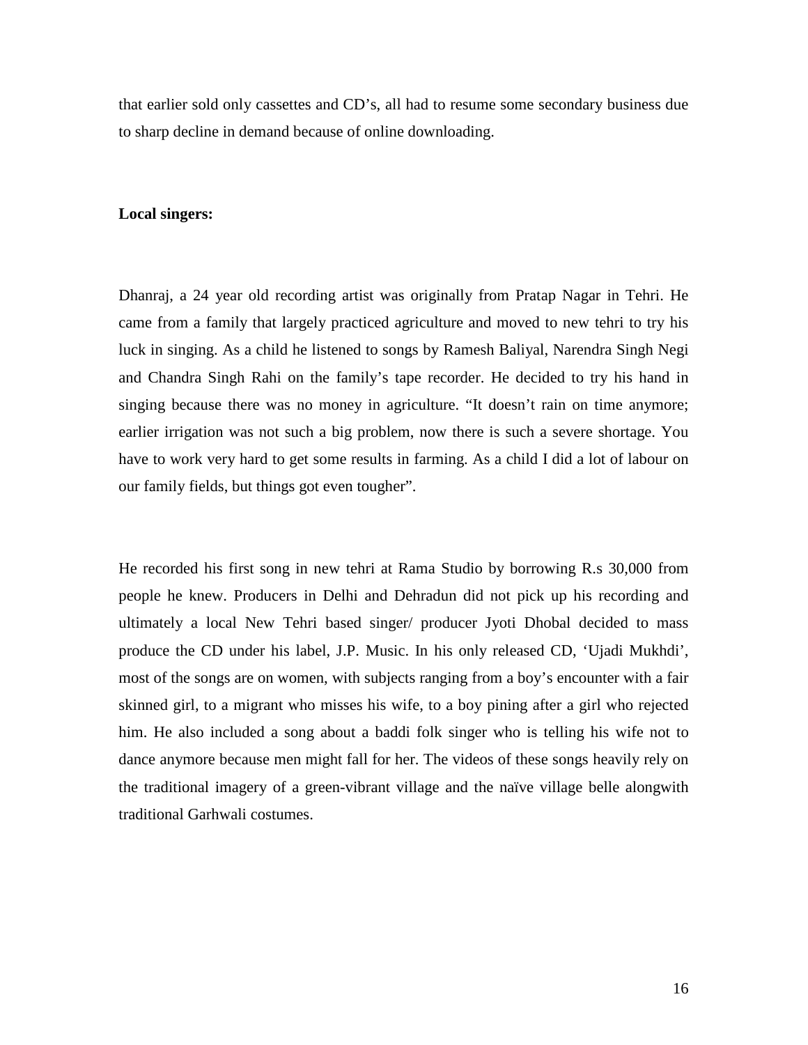that earlier sold only cassettes and CD's, all had to resume some secondary business due to sharp decline in demand because of online downloading.

**Local singers:**

Dhanraj, a 24 year old recording artist was originally from Pratap Nagar in Tehri. He came from a family that largely practiced agriculture and moved to new tehri to try his luck in singing. As a child he listened to songs by Ramesh Baliyal, Narendra Singh Negi and Chandra Singh Rahi on the family's tape recorder. He decided to try his hand in singing because there was no money in agriculture. "It doesn't rain on time anymore; earlier irrigation was not such a big problem, now there is such a severe shortage. You have to work very hard to get some results in farming. As a child I did a lot of labour on our family fields, but things got even tougher".

He recorded his first song in new tehri at Rama Studio by borrowing R.s 30,000 from people he knew. Producers in Delhi and Dehradun did not pick up his recording and ultimately a local New Tehri based singer/ producer Jyoti Dhobal decided to mass produce the CD under his label, J.P. Music. In his only released CD, 'Ujadi Mukhdi', most of the songs are on women, with subjects ranging from a boy's encounter with a fair skinned girl, to a migrant who misses his wife, to a boy pining after a girl who rejected him. He also included a song about a baddi folk singer who is telling his wife not to dance anymore because men might fall for her. The videos of these songs heavily rely on the traditional imagery of a green-vibrant village and the naïve village belle alongwith traditional Garhwali costumes.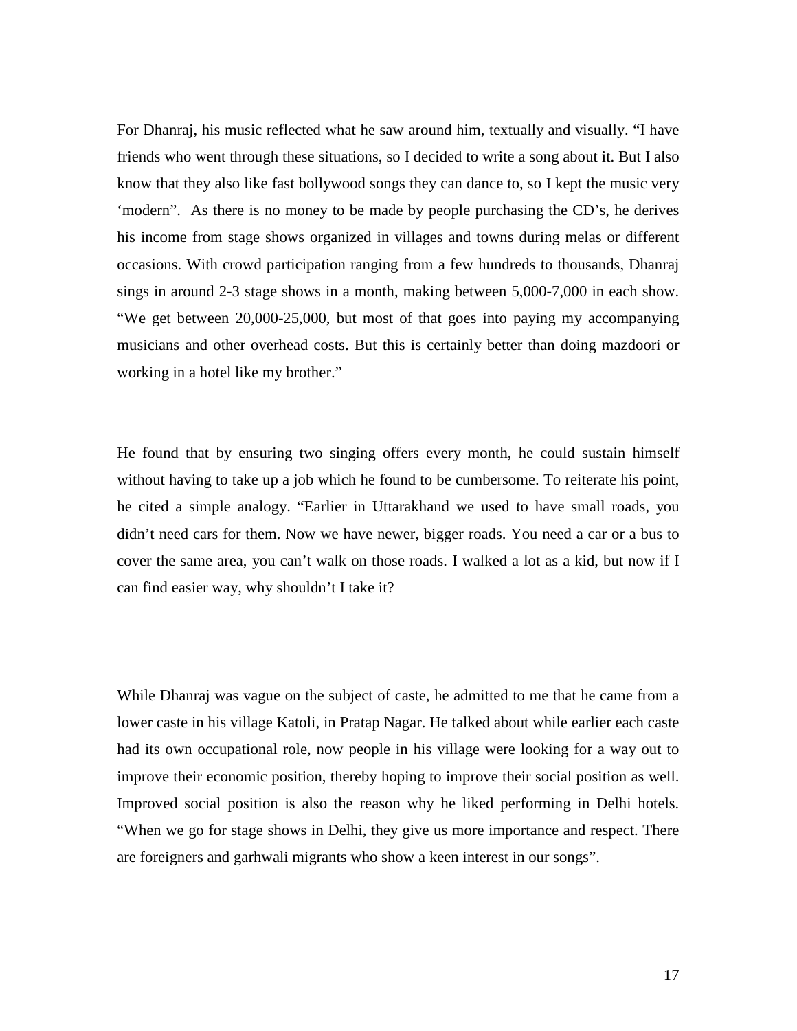For Dhanraj, his music reflected what he saw around him, textually and visually. "I have friends who went through these situations, so I decided to write a song about it. But I also know that they also like fast bollywood songs they can dance to, so I kept the music very 'modern". As there is no money to be made by people purchasing the CD's, he derives his income from stage shows organized in villages and towns during melas or different occasions. With crowd participation ranging from a few hundreds to thousands, Dhanraj sings in around 2-3 stage shows in a month, making between 5,000-7,000 in each show. "We get between 20,000-25,000, but most of that goes into paying my accompanying musicians and other overhead costs. But this is certainly better than doing mazdoori or working in a hotel like my brother."

He found that by ensuring two singing offers every month, he could sustain himself without having to take up a job which he found to be cumbersome. To reiterate his point, he cited a simple analogy. "Earlier in Uttarakhand we used to have small roads, you didn't need cars for them. Now we have newer, bigger roads. You need a car or a bus to cover the same area, you can't walk on those roads. I walked a lot as a kid, but now if I can find easier way, why shouldn't I take it?

While Dhanraj was vague on the subject of caste, he admitted to me that he came from a lower caste in his village Katoli, in Pratap Nagar. He talked about while earlier each caste had its own occupational role, now people in his village were looking for a way out to improve their economic position, thereby hoping to improve their social position as well. Improved social position is also the reason why he liked performing in Delhi hotels. "When we go for stage shows in Delhi, they give us more importance and respect. There are foreigners and garhwali migrants who show a keen interest in our songs".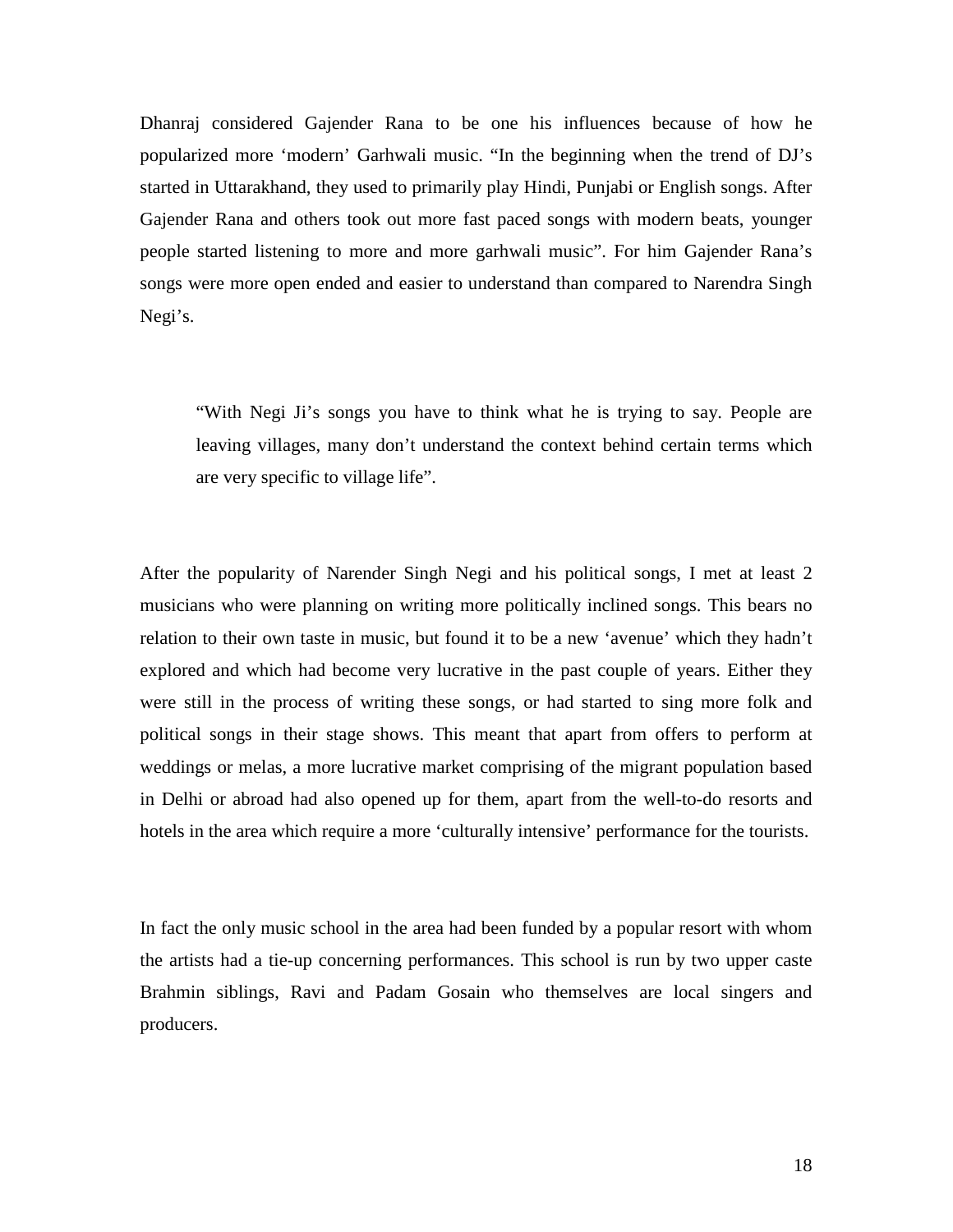Dhanraj considered Gajender Rana to be one his influences because of how he popularized more 'modern' Garhwali music. "In the beginning when the trend of DJ's started in Uttarakhand, they used to primarily play Hindi, Punjabi or English songs. After Gajender Rana and others took out more fast paced songs with modern beats, younger people started listening to more and more garhwali music". For him Gajender Rana's songs were more open ended and easier to understand than compared to Narendra Singh Negi's.

> "With Negi Ji's songs you have to think what he is trying to say. People are leaving villages, many don't understand the context behind certain terms which are very specific to village life".

After the popularity of Narender Singh Negi and his political songs, I met at least 2 musicians who were planning on writing more politically inclined songs. This bears no relation to their own taste in music, but found it to be a new 'avenue' which they hadn't explored and which had become very lucrative in the past couple of years. Either they were still in the process of writing these songs, or had started to sing more folk and political songs in their stage shows. This meant that apart from offers to perform at weddings or melas, a more lucrative market comprising of the migrant population based in Delhi or abroad had also opened up for them, apart from the well-to-do resorts and hotels in the area which require a more 'culturally intensive' performance for the tourists.

In fact the only music school in the area had been funded by a popular resort with whom the artists had a tie-up concerning performances. This school is run by two upper caste Brahmin siblings, Ravi and Padam Gosain who themselves are local singers and producers.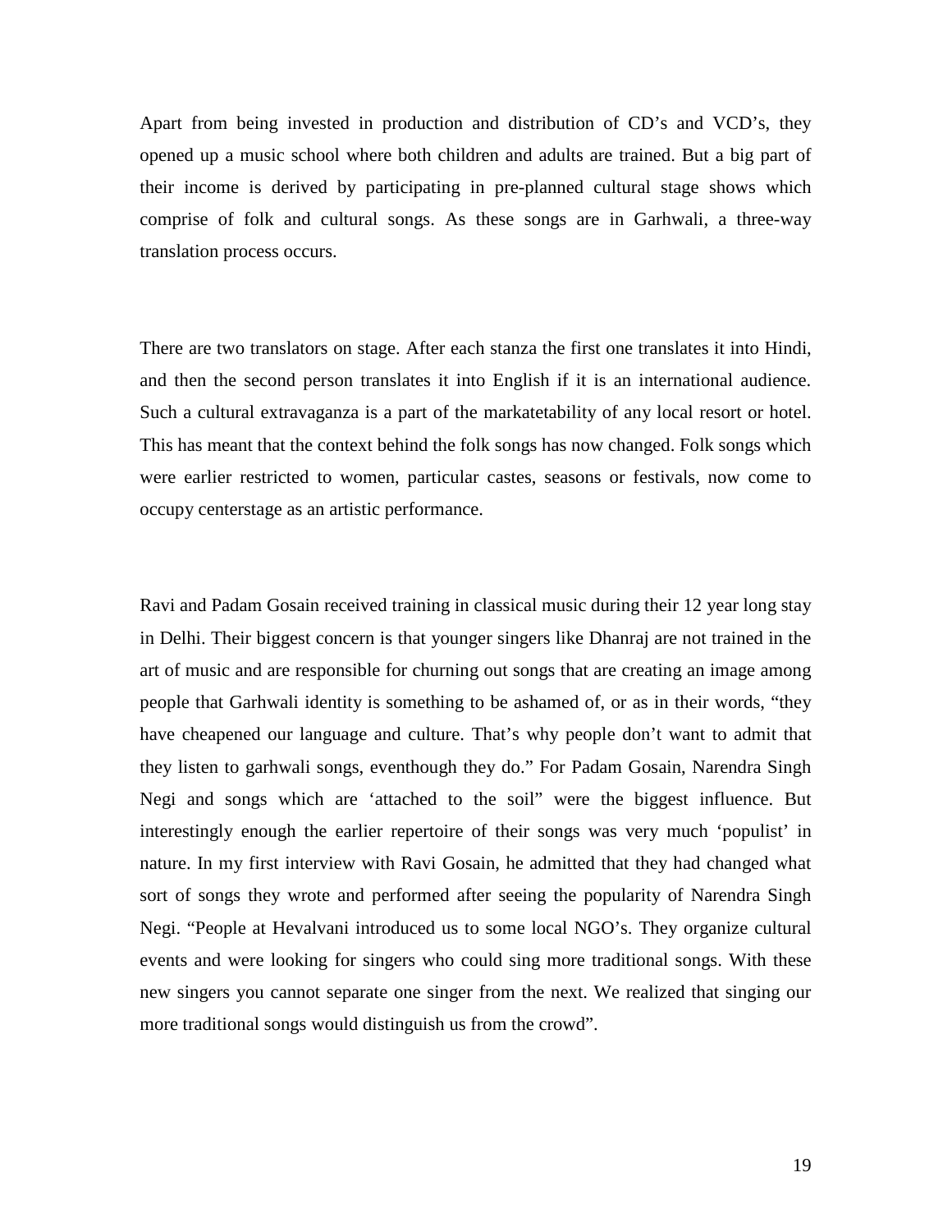Apart from being invested in production and distribution of CD's and VCD's, they opened up a music school where both children and adults are trained. But a big part of their income is derived by participating in pre-planned cultural stage shows which comprise of folk and cultural songs. As these songs are in Garhwali, a three-way translation process occurs.

There are two translators on stage. After each stanza the first one translates it into Hindi, and then the second person translates it into English if it is an international audience. Such a cultural extravaganza is a part of the markatetability of any local resort or hotel. This has meant that the context behind the folk songs has now changed. Folk songs which were earlier restricted to women, particular castes, seasons or festivals, now come to occupy centerstage as an artistic performance.

Ravi and Padam Gosain received training in classical music during their 12 year long stay in Delhi. Their biggest concern is that younger singers like Dhanraj are not trained in the art of music and are responsible for churning out songs that are creating an image among people that Garhwali identity is something to be ashamed of, or as in their words, "they have cheapened our language and culture. That's why people don't want to admit that they listen to garhwali songs, eventhough they do." For Padam Gosain, Narendra Singh Negi and songs which are 'attached to the soil" were the biggest influence. But interestingly enough the earlier repertoire of their songs was very much 'populist' in nature. In my first interview with Ravi Gosain, he admitted that they had changed what sort of songs they wrote and performed after seeing the popularity of Narendra Singh Negi. "People at Hevalvani introduced us to some local NGO's. They organize cultural events and were looking for singers who could sing more traditional songs. With these new singers you cannot separate one singer from the next. We realized that singing our more traditional songs would distinguish us from the crowd".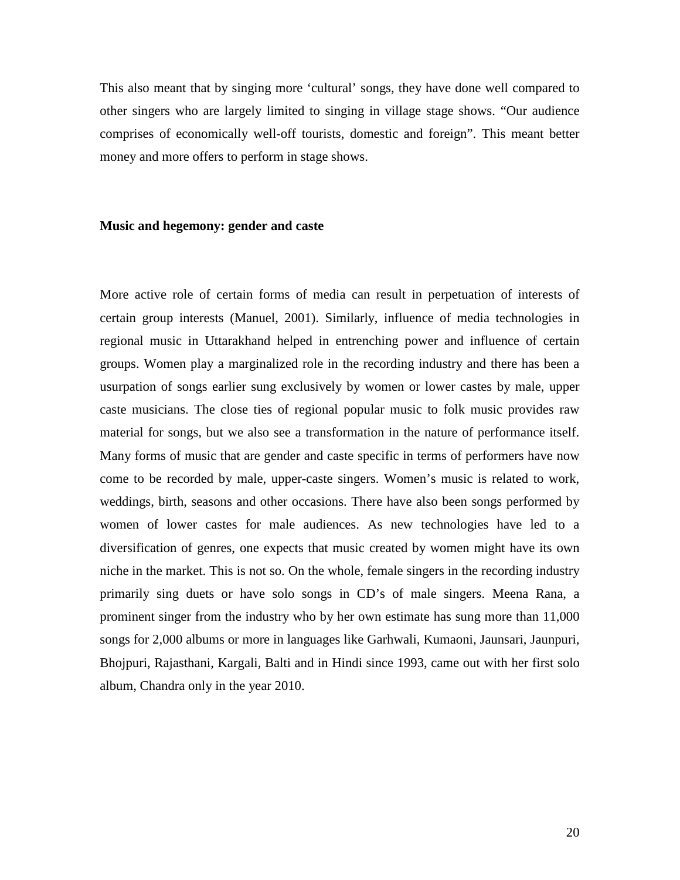This also meant that by singing more 'cultural' songs, they have done well compared to other singers who are largely limited to singing in village stage shows. "Our audience comprises of economically well-off tourists, domestic and foreign". This meant better money and more offers to perform in stage shows.

## Music and hegemony: gender and caste

More active role of certain forms of media can result in perpetuation of interests of certain group interests (Manuel, 2001). Similarly, influence of media technologies in regional music in Uttarakhand helped in entrenching power and influence of certain groups. Women play a marginalized role in the recording industry and there has been a usurpation of songs earlier sung exclusively by women or lower castes by male, upper caste musicians. The close ties of regional popular music to folk music provides raw material for songs, but we also see a transformation in the nature of performance itself. Many forms of music that are gender and caste specific in terms of performers have now come to be recorded by male, upper-caste singers. Women's music is related to work, weddings, birth, seasons and other occasions. There have also been songs performed by women of lower castes for male audiences. As new technologies have led to a diversification of genres, one expects that music created by women might have its own niche in the market. This is not so. On the whole, female singers in the recording industry primarily sing duets or have solo songs in CD's of male singers. Meena Rana, a prominent singer from the industry who by her own estimate has sung more than 11,000 songs for 2,000 albums or more in languages like Garhwali, Kumaoni, Jaunsari, Jaunpuri, Bhojpuri, Rajasthani, Kargali, Balti and in Hindi since 1993, came out with her first solo album, Chandra only in the year 2010.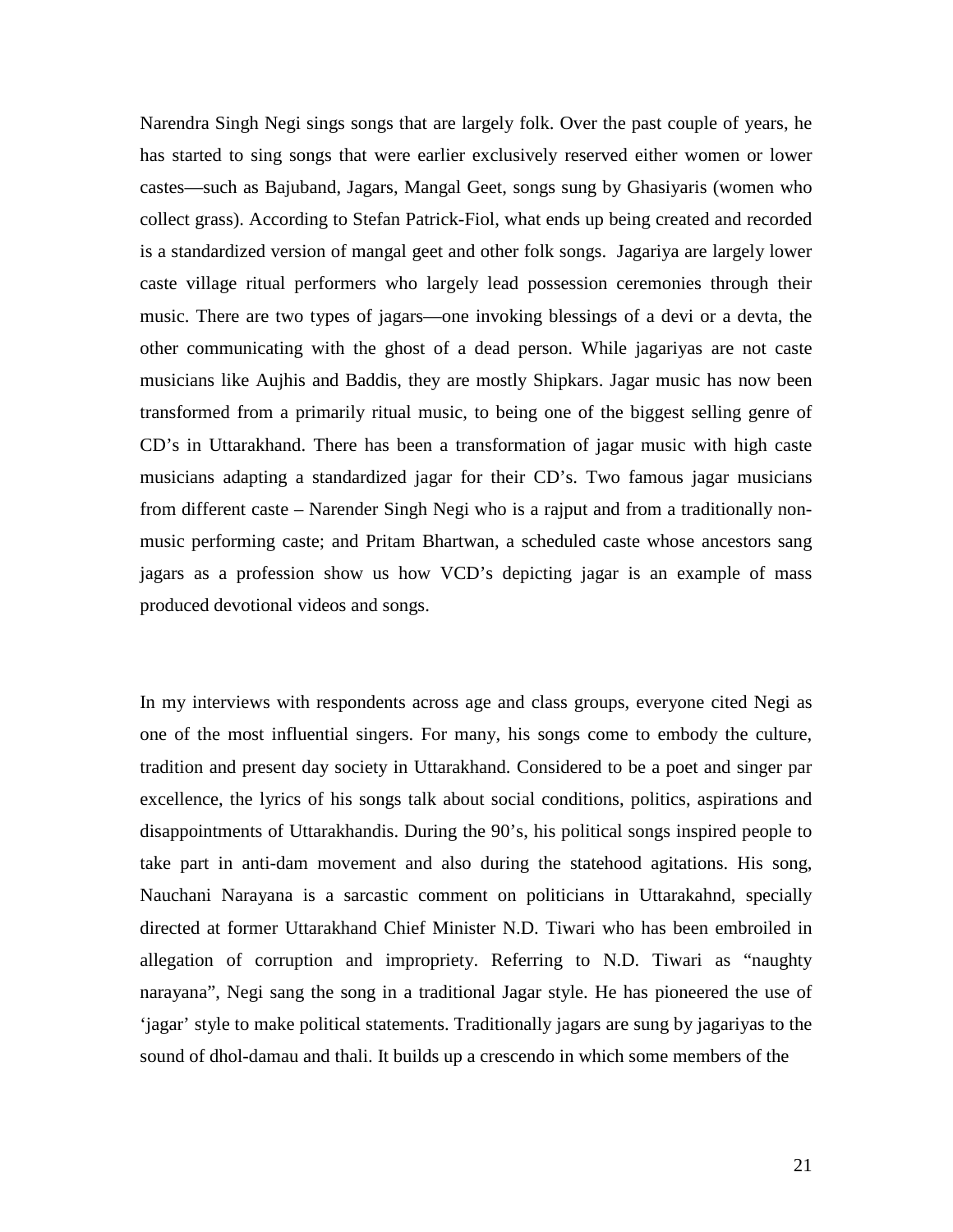Narendra Singh Negi sings songs that are largely folk. Over the past couple of years, he has started to sing songs that were earlier exclusively reserved either women or lower castes—such as Bajuband, Jagars, Mangal Geet, songs sung by Ghasiyaris (women who collect grass). According to Stefan Patrick-Fiol, what ends up being created and recorded is a standardized version of mangal geet and other folk songs. Jagariya are largely lower caste village ritual performers who largely lead possession ceremonies through their music. There are two types of jagars—one invoking blessings of a devi or a devta, the other communicating with the ghost of a dead person. While jagariyas are not caste musicians like Aujhis and Baddis, they are mostly Shipkars. Jagar music has now been transformed from a primarily ritual music, to being one of the biggest selling genre of CD's in Uttarakhand. There has been a transformation of jagar music with high caste musicians adapting a standardized jagar for their CD's. Two famous jagar musicians from different caste – Narender Singh Negi who is a rajput and from a traditionally non-music performing caste; and Pritam Bhartwan, a scheduled caste whose ancestors sang jagars as a profession show us how VCD's depicting jagar is an example of mass produced devotional videos and songs.

In my interviews with respondents across age and class groups, everyone cited Negi as one of the most influential singers. For many, his songs come to embody the culture, tradition and present day society in Uttarakhand. Considered to be a poet and singer par excellence, the lyrics of his songs talk about social conditions, politics, aspirations and disappointments of Uttarakhandis. During the 90's, his political songs inspired people to take part in anti-dam movement and also during the statehood agitations. His song, Nauchani Narayana is a sarcastic comment on politicians in Uttarakahnd, specially directed at former Uttarakhand Chief Minister N.D. Tiwari who has been embroiled in allegation of corruption and impropriety. Referring to N.D. Tiwari as "naughty narayana", Negi sang the song in a traditional Jagar style. He has pioneered the use of 'jagar' style to make political statements. Traditionally jagars are sung by jagariyas to the sound of dhol-damau and thali. It builds up a crescendo in which some members of the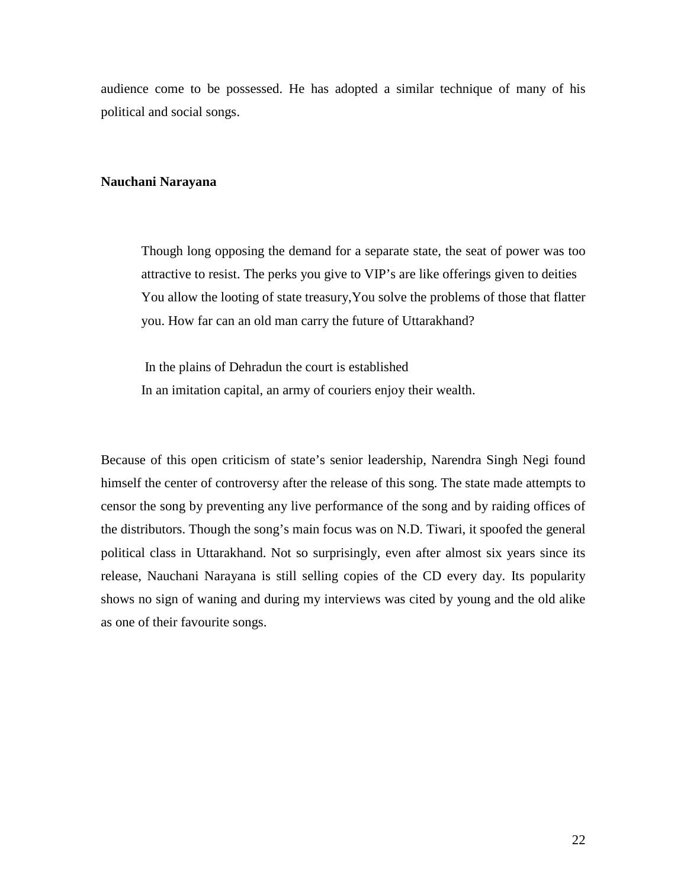audience come to be possessed. He has adopted a similar technique of many of his political and social songs.

**Nauchani Narayana**

> Though long opposing the demand for a separate state, the seat of power was too attractive to resist. The perks you give to VIP's are like offerings given to deities You allow the looting of state treasury,You solve the problems of those that flatter you. How far can an old man carry the future of Uttarakhand?
>
> In the plains of Dehradun the court is established
> In an imitation capital, an army of couriers enjoy their wealth.

Because of this open criticism of state's senior leadership, Narendra Singh Negi found himself the center of controversy after the release of this song. The state made attempts to censor the song by preventing any live performance of the song and by raiding offices of the distributors. Though the song's main focus was on N.D. Tiwari, it spoofed the general political class in Uttarakhand. Not so surprisingly, even after almost six years since its release, Nauchani Narayana is still selling copies of the CD every day. Its popularity shows no sign of waning and during my interviews was cited by young and the old alike as one of their favourite songs.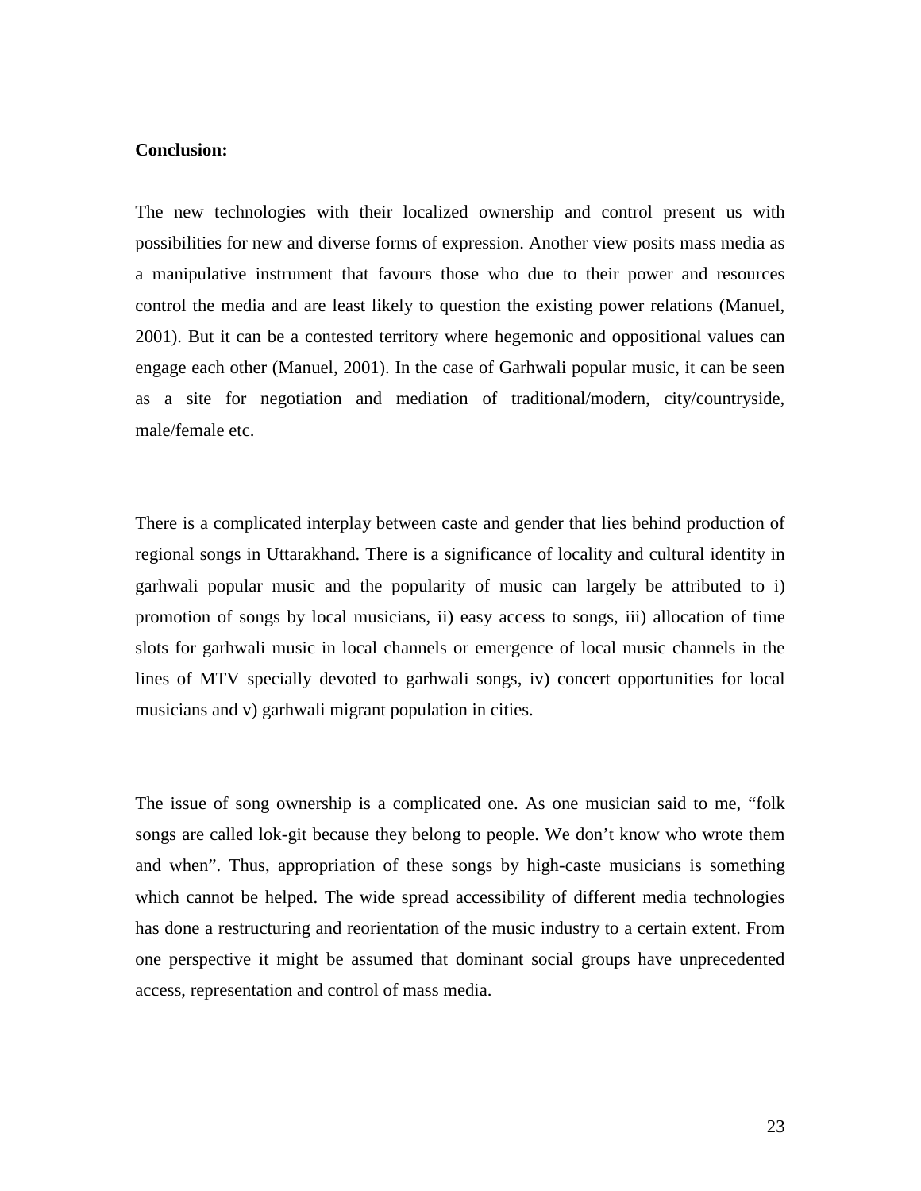**Conclusion:**

The new technologies with their localized ownership and control present us with possibilities for new and diverse forms of expression. Another view posits mass media as a manipulative instrument that favours those who due to their power and resources control the media and are least likely to question the existing power relations (Manuel, 2001). But it can be a contested territory where hegemonic and oppositional values can engage each other (Manuel, 2001). In the case of Garhwali popular music, it can be seen as a site for negotiation and mediation of traditional/modern, city/countryside, male/female etc.

There is a complicated interplay between caste and gender that lies behind production of regional songs in Uttarakhand. There is a significance of locality and cultural identity in garhwali popular music and the popularity of music can largely be attributed to i) promotion of songs by local musicians, ii) easy access to songs, iii) allocation of time slots for garhwali music in local channels or emergence of local music channels in the lines of MTV specially devoted to garhwali songs, iv) concert opportunities for local musicians and v) garhwali migrant population in cities.

The issue of song ownership is a complicated one. As one musician said to me, "folk songs are called lok-git because they belong to people. We don't know who wrote them and when". Thus, appropriation of these songs by high-caste musicians is something which cannot be helped. The wide spread accessibility of different media technologies has done a restructuring and reorientation of the music industry to a certain extent. From one perspective it might be assumed that dominant social groups have unprecedented access, representation and control of mass media.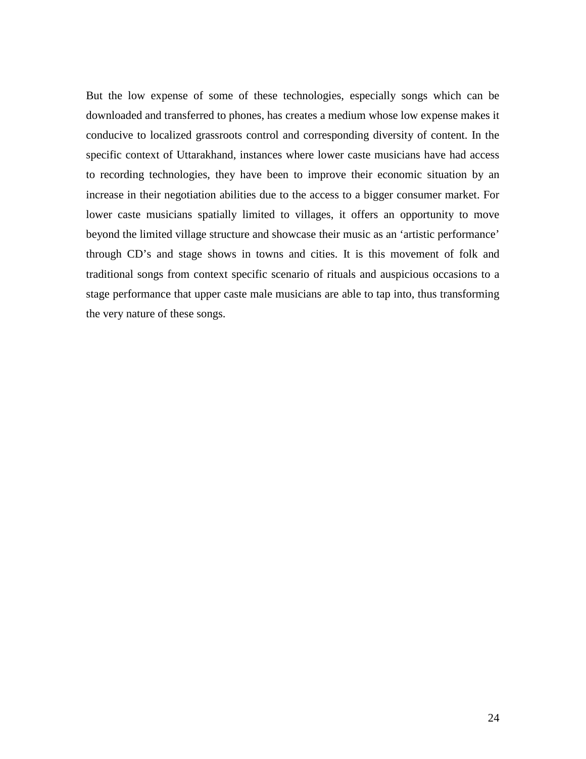But the low expense of some of these technologies, especially songs which can be downloaded and transferred to phones, has creates a medium whose low expense makes it conducive to localized grassroots control and corresponding diversity of content. In the specific context of Uttarakhand, instances where lower caste musicians have had access to recording technologies, they have been to improve their economic situation by an increase in their negotiation abilities due to the access to a bigger consumer market. For lower caste musicians spatially limited to villages, it offers an opportunity to move beyond the limited village structure and showcase their music as an 'artistic performance' through CD's and stage shows in towns and cities. It is this movement of folk and traditional songs from context specific scenario of rituals and auspicious occasions to a stage performance that upper caste male musicians are able to tap into, thus transforming the very nature of these songs.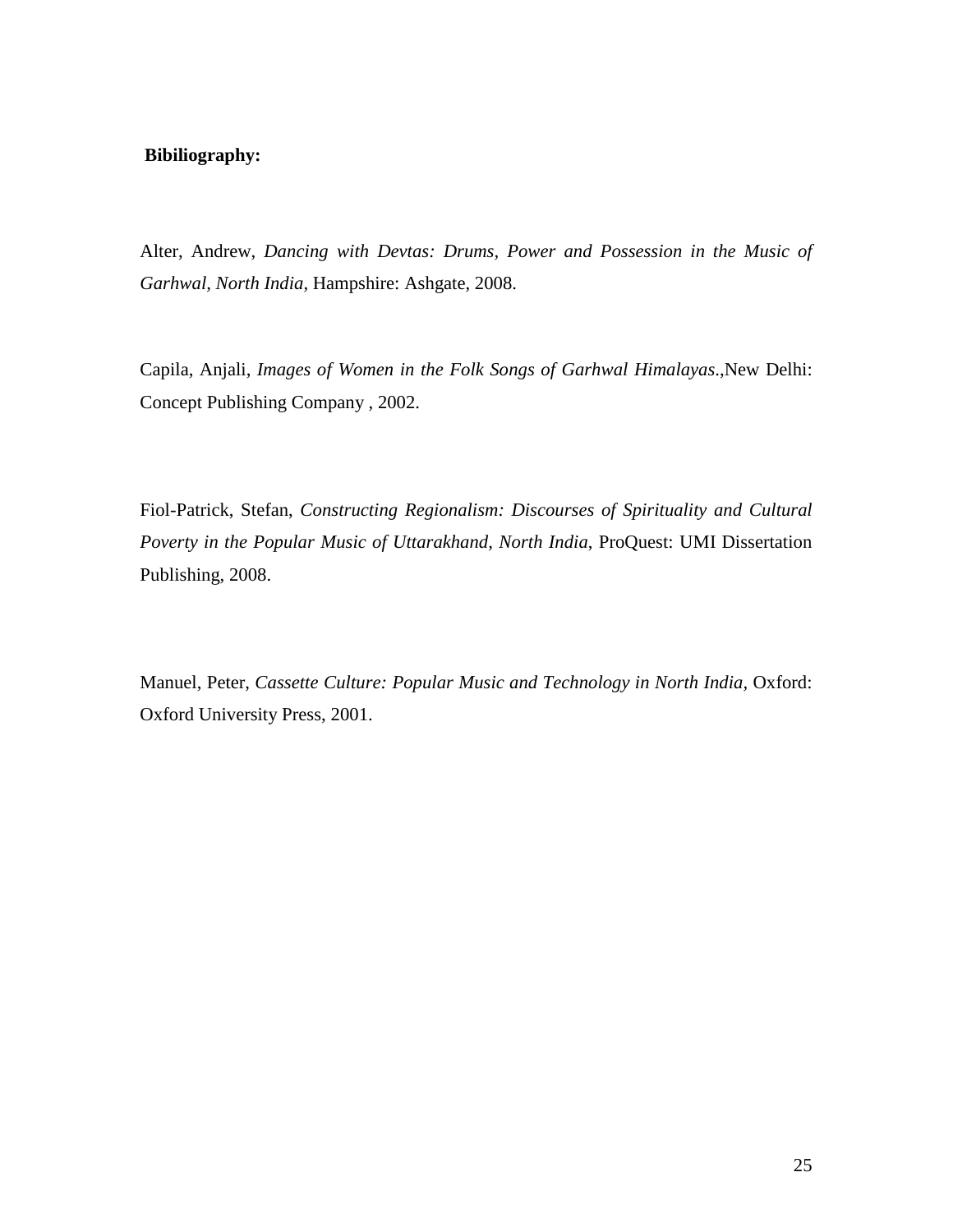**Bibiliography:**

Alter, Andrew, *Dancing with Devtas: Drums, Power and Possession in the Music of Garhwal, North India*, Hampshire: Ashgate, 2008.

Capila, Anjali, *Images of Women in the Folk Songs of Garhwal Himalayas*.,New Delhi: Concept Publishing Company , 2002.

Fiol-Patrick, Stefan, *Constructing Regionalism: Discourses of Spirituality and Cultural Poverty in the Popular Music of Uttarakhand, North India*, ProQuest: UMI Dissertation Publishing, 2008.

Manuel, Peter, *Cassette Culture: Popular Music and Technology in North India*, Oxford: Oxford University Press, 2001.